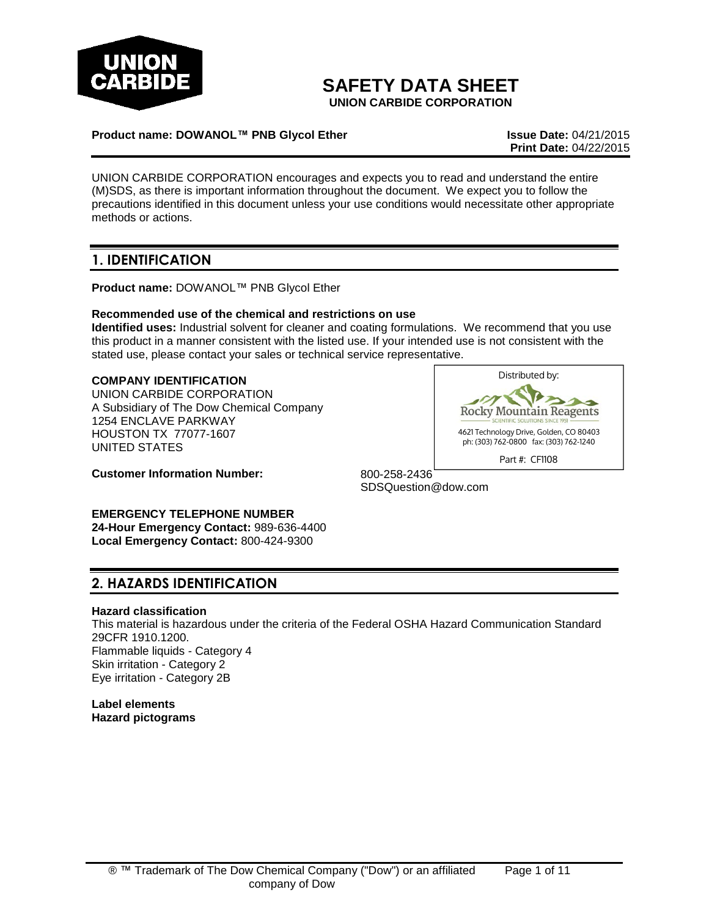# SAFETY DATA SHEET

**UNION CARBIDE CORPORATION**

**Product name: DOWANOL™ PNB Glycol Ether** **Issue Date:** 04/21/2015
**Print Date:** 04/22/2015

UNION CARBIDE CORPORATION encourages and expects you to read and understand the entire (M)SDS, as there is important information throughout the document. We expect you to follow the precautions identified in this document unless your use conditions would necessitate other appropriate methods or actions.

## 1. IDENTIFICATION

**Product name:** DOWANOL™ PNB Glycol Ether

**Recommended use of the chemical and restrictions on use**

**Identified uses:** Industrial solvent for cleaner and coating formulations. We recommend that you use this product in a manner consistent with the listed use. If your intended use is not consistent with the stated use, please contact your sales or technical service representative.

**COMPANY IDENTIFICATION**
UNION CARBIDE CORPORATION
A Subsidiary of The Dow Chemical Company
1254 ENCLAVE PARKWAY
HOUSTON TX 77077-1607
UNITED STATES

Distributed by:
Rocky Mountain Reagents
SCIENTIFIC SOLUTIONS SINCE 1951
4621 Technology Drive, Golden, CO 80403
ph: (303) 762-0800 fax: (303) 762-1240
Part #: CF1108

**Customer Information Number:** 800-258-2436
SDSQuestion@dow.com

**EMERGENCY TELEPHONE NUMBER**
**24-Hour Emergency Contact:** 989-636-4400
**Local Emergency Contact:** 800-424-9300

## 2. HAZARDS IDENTIFICATION

**Hazard classification**
This material is hazardous under the criteria of the Federal OSHA Hazard Communication Standard 29CFR 1910.1200.
Flammable liquids - Category 4
Skin irritation - Category 2
Eye irritation - Category 2B

**Label elements**
**Hazard pictograms**

® ™ Trademark of The Dow Chemical Company ("Dow") or an affiliated company of Dow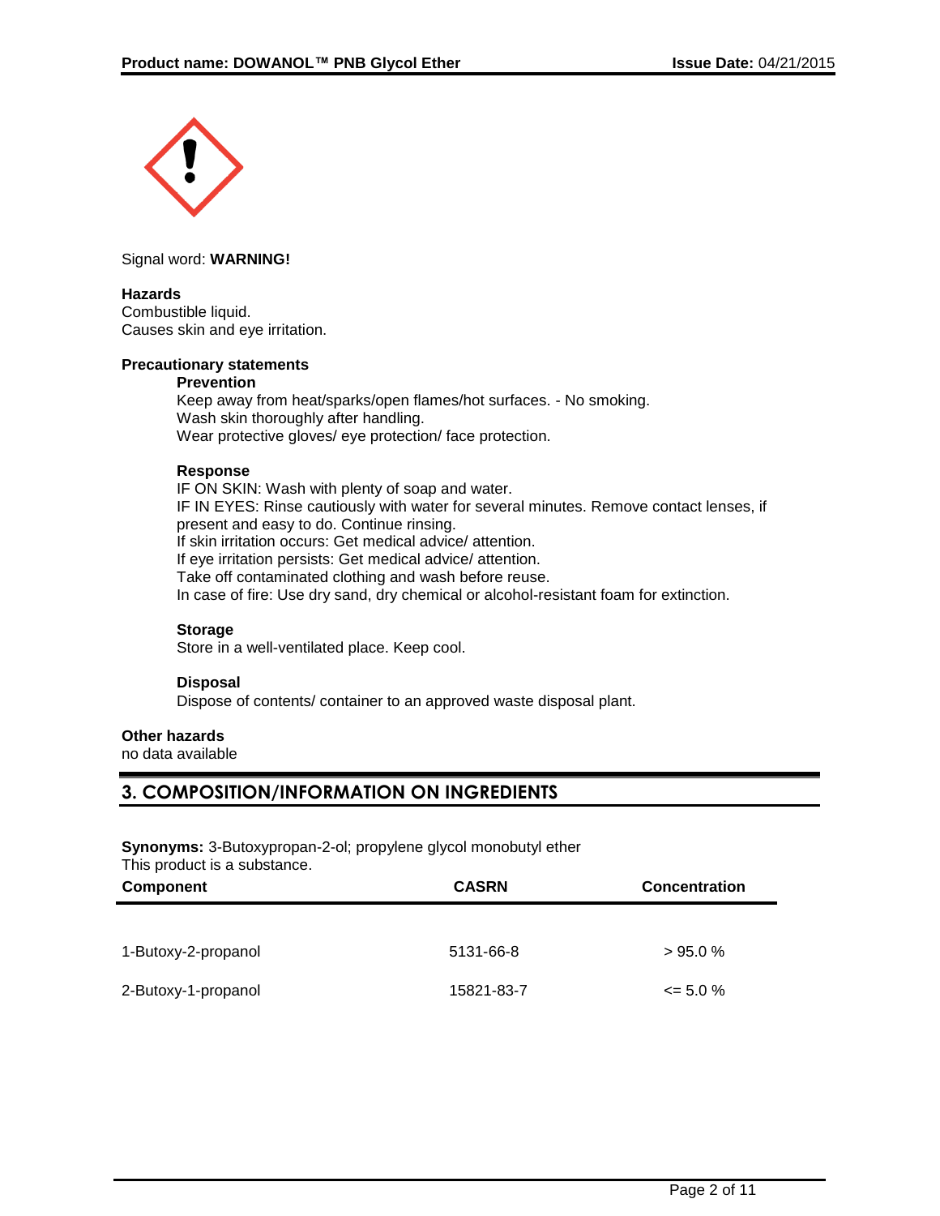Signal word: **WARNING!**

**Hazards**
Combustible liquid.
Causes skin and eye irritation.

**Precautionary statements**

**Prevention**
Keep away from heat/sparks/open flames/hot surfaces. - No smoking.
Wash skin thoroughly after handling.
Wear protective gloves/ eye protection/ face protection.

**Response**
IF ON SKIN: Wash with plenty of soap and water.
IF IN EYES: Rinse cautiously with water for several minutes. Remove contact lenses, if present and easy to do. Continue rinsing.
If skin irritation occurs: Get medical advice/ attention.
If eye irritation persists: Get medical advice/ attention.
Take off contaminated clothing and wash before reuse.
In case of fire: Use dry sand, dry chemical or alcohol-resistant foam for extinction.

**Storage**
Store in a well-ventilated place. Keep cool.

**Disposal**
Dispose of contents/ container to an approved waste disposal plant.

**Other hazards**
no data available

## 3. COMPOSITION/INFORMATION ON INGREDIENTS

**Synonyms:** 3-Butoxypropan-2-ol; propylene glycol monobutyl ether
This product is a substance.

| Component | CASRN | Concentration |
|---|---|---|
| 1-Butoxy-2-propanol | 5131-66-8 | > 95.0 % |
| 2-Butoxy-1-propanol | 15821-83-7 | <= 5.0 % |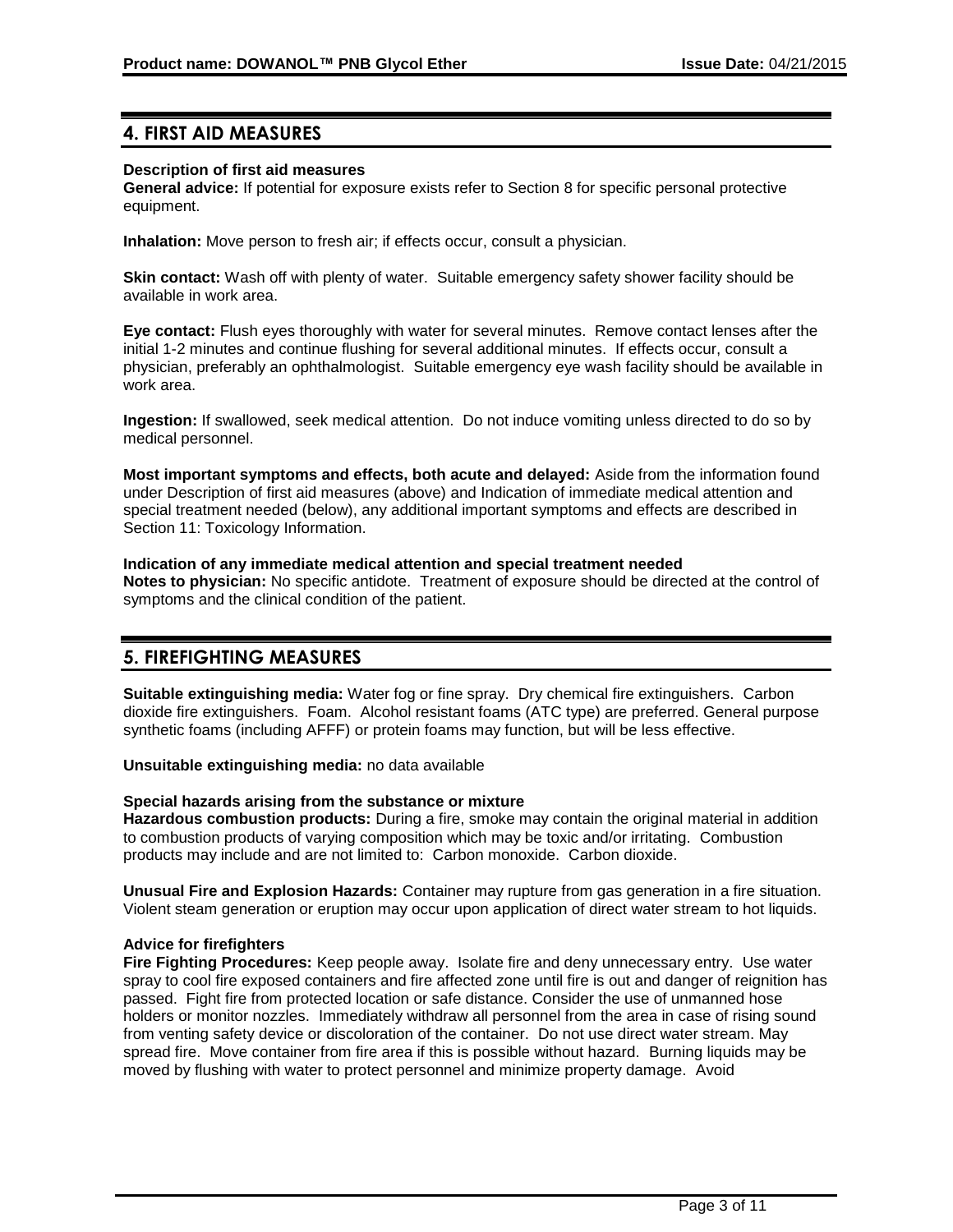## 4. FIRST AID MEASURES

**Description of first aid measures**

**General advice:** If potential for exposure exists refer to Section 8 for specific personal protective equipment.

**Inhalation:** Move person to fresh air; if effects occur, consult a physician.

**Skin contact:** Wash off with plenty of water. Suitable emergency safety shower facility should be available in work area.

**Eye contact:** Flush eyes thoroughly with water for several minutes. Remove contact lenses after the initial 1-2 minutes and continue flushing for several additional minutes. If effects occur, consult a physician, preferably an ophthalmologist. Suitable emergency eye wash facility should be available in work area.

**Ingestion:** If swallowed, seek medical attention. Do not induce vomiting unless directed to do so by medical personnel.

**Most important symptoms and effects, both acute and delayed:** Aside from the information found under Description of first aid measures (above) and Indication of immediate medical attention and special treatment needed (below), any additional important symptoms and effects are described in Section 11: Toxicology Information.

**Indication of any immediate medical attention and special treatment needed**

**Notes to physician:** No specific antidote. Treatment of exposure should be directed at the control of symptoms and the clinical condition of the patient.

## 5. FIREFIGHTING MEASURES

**Suitable extinguishing media:** Water fog or fine spray. Dry chemical fire extinguishers. Carbon dioxide fire extinguishers. Foam. Alcohol resistant foams (ATC type) are preferred. General purpose synthetic foams (including AFFF) or protein foams may function, but will be less effective.

**Unsuitable extinguishing media:** no data available

**Special hazards arising from the substance or mixture**

**Hazardous combustion products:** During a fire, smoke may contain the original material in addition to combustion products of varying composition which may be toxic and/or irritating. Combustion products may include and are not limited to: Carbon monoxide. Carbon dioxide.

**Unusual Fire and Explosion Hazards:** Container may rupture from gas generation in a fire situation. Violent steam generation or eruption may occur upon application of direct water stream to hot liquids.

**Advice for firefighters**

**Fire Fighting Procedures:** Keep people away. Isolate fire and deny unnecessary entry. Use water spray to cool fire exposed containers and fire affected zone until fire is out and danger of reignition has passed. Fight fire from protected location or safe distance. Consider the use of unmanned hose holders or monitor nozzles. Immediately withdraw all personnel from the area in case of rising sound from venting safety device or discoloration of the container. Do not use direct water stream. May spread fire. Move container from fire area if this is possible without hazard. Burning liquids may be moved by flushing with water to protect personnel and minimize property damage. Avoid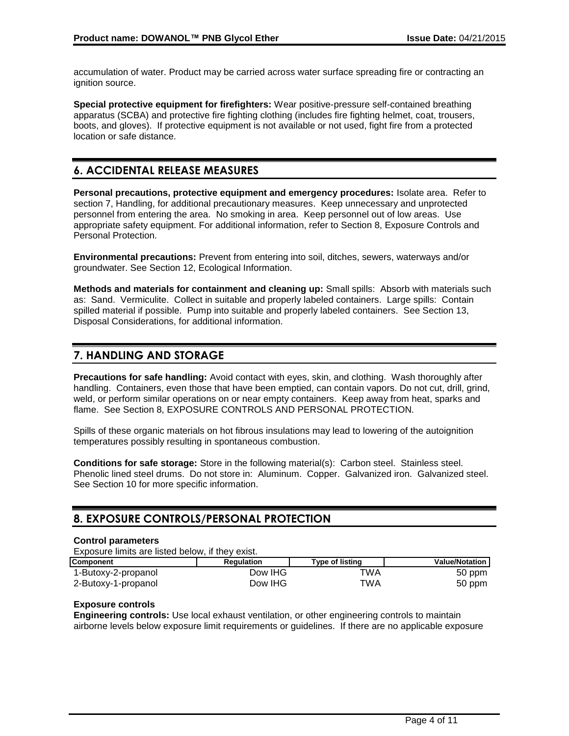accumulation of water. Product may be carried across water surface spreading fire or contracting an ignition source.

**Special protective equipment for firefighters:** Wear positive-pressure self-contained breathing apparatus (SCBA) and protective fire fighting clothing (includes fire fighting helmet, coat, trousers, boots, and gloves). If protective equipment is not available or not used, fight fire from a protected location or safe distance.

## 6. ACCIDENTAL RELEASE MEASURES

**Personal precautions, protective equipment and emergency procedures:** Isolate area. Refer to section 7, Handling, for additional precautionary measures. Keep unnecessary and unprotected personnel from entering the area. No smoking in area. Keep personnel out of low areas. Use appropriate safety equipment. For additional information, refer to Section 8, Exposure Controls and Personal Protection.

**Environmental precautions:** Prevent from entering into soil, ditches, sewers, waterways and/or groundwater. See Section 12, Ecological Information.

**Methods and materials for containment and cleaning up:** Small spills: Absorb with materials such as: Sand. Vermiculite. Collect in suitable and properly labeled containers. Large spills: Contain spilled material if possible. Pump into suitable and properly labeled containers. See Section 13, Disposal Considerations, for additional information.

## 7. HANDLING AND STORAGE

**Precautions for safe handling:** Avoid contact with eyes, skin, and clothing. Wash thoroughly after handling. Containers, even those that have been emptied, can contain vapors. Do not cut, drill, grind, weld, or perform similar operations on or near empty containers. Keep away from heat, sparks and flame. See Section 8, EXPOSURE CONTROLS AND PERSONAL PROTECTION.

Spills of these organic materials on hot fibrous insulations may lead to lowering of the autoignition temperatures possibly resulting in spontaneous combustion.

**Conditions for safe storage:** Store in the following material(s): Carbon steel. Stainless steel. Phenolic lined steel drums. Do not store in: Aluminum. Copper. Galvanized iron. Galvanized steel. See Section 10 for more specific information.

## 8. EXPOSURE CONTROLS/PERSONAL PROTECTION

**Control parameters**

Exposure limits are listed below, if they exist.

| Component | Regulation | Type of listing | Value/Notation |
|---|---|---|---|
| 1-Butoxy-2-propanol | Dow IHG | TWA | 50 ppm |
| 2-Butoxy-1-propanol | Dow IHG | TWA | 50 ppm |

**Exposure controls**

**Engineering controls:** Use local exhaust ventilation, or other engineering controls to maintain airborne levels below exposure limit requirements or guidelines. If there are no applicable exposure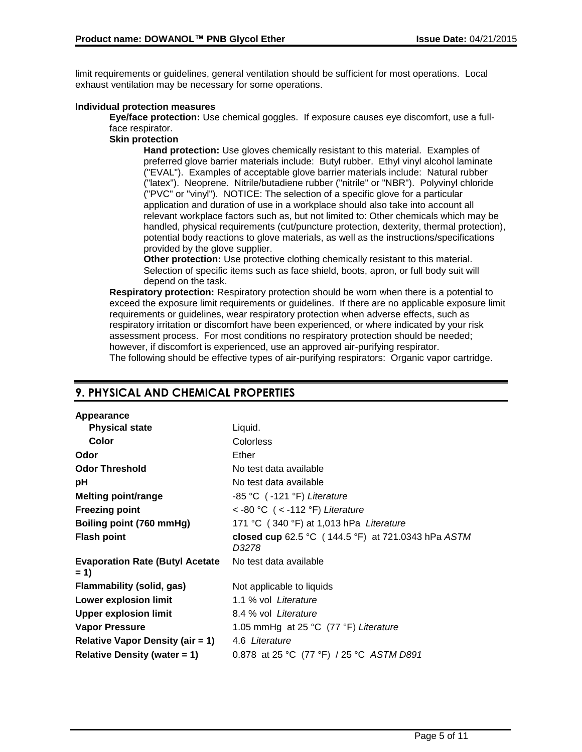limit requirements or guidelines, general ventilation should be sufficient for most operations. Local exhaust ventilation may be necessary for some operations.

**Individual protection measures**

**Eye/face protection:** Use chemical goggles. If exposure causes eye discomfort, use a full-face respirator.

**Skin protection**

**Hand protection:** Use gloves chemically resistant to this material. Examples of preferred glove barrier materials include: Butyl rubber. Ethyl vinyl alcohol laminate ("EVAL"). Examples of acceptable glove barrier materials include: Natural rubber ("latex"). Neoprene. Nitrile/butadiene rubber ("nitrile" or "NBR"). Polyvinyl chloride ("PVC" or "vinyl"). NOTICE: The selection of a specific glove for a particular application and duration of use in a workplace should also take into account all relevant workplace factors such as, but not limited to: Other chemicals which may be handled, physical requirements (cut/puncture protection, dexterity, thermal protection), potential body reactions to glove materials, as well as the instructions/specifications provided by the glove supplier.

**Other protection:** Use protective clothing chemically resistant to this material. Selection of specific items such as face shield, boots, apron, or full body suit will depend on the task.

**Respiratory protection:** Respiratory protection should be worn when there is a potential to exceed the exposure limit requirements or guidelines. If there are no applicable exposure limit requirements or guidelines, wear respiratory protection when adverse effects, such as respiratory irritation or discomfort have been experienced, or where indicated by your risk assessment process. For most conditions no respiratory protection should be needed; however, if discomfort is experienced, use an approved air-purifying respirator.
The following should be effective types of air-purifying respirators: Organic vapor cartridge.

## 9. PHYSICAL AND CHEMICAL PROPERTIES

| Property | Value |
|---|---|
| **Appearance** | |
| **Physical state** | Liquid. |
| **Color** | Colorless |
| **Odor** | Ether |
| **Odor Threshold** | No test data available |
| **pH** | No test data available |
| **Melting point/range** | -85 °C ( -121 °F) *Literature* |
| **Freezing point** | < -80 °C ( < -112 °F) *Literature* |
| **Boiling point (760 mmHg)** | 171 °C ( 340 °F) at 1,013 hPa *Literature* |
| **Flash point** | **closed cup** 62.5 °C ( 144.5 °F) at 721.0343 hPa *ASTM D3278* |
| **Evaporation Rate (Butyl Acetate = 1)** | No test data available |
| **Flammability (solid, gas)** | Not applicable to liquids |
| **Lower explosion limit** | 1.1 % vol *Literature* |
| **Upper explosion limit** | 8.4 % vol *Literature* |
| **Vapor Pressure** | 1.05 mmHg at 25 °C (77 °F) *Literature* |
| **Relative Vapor Density (air = 1)** | 4.6 *Literature* |
| **Relative Density (water = 1)** | 0.878 at 25 °C (77 °F) / 25 °C *ASTM D891* |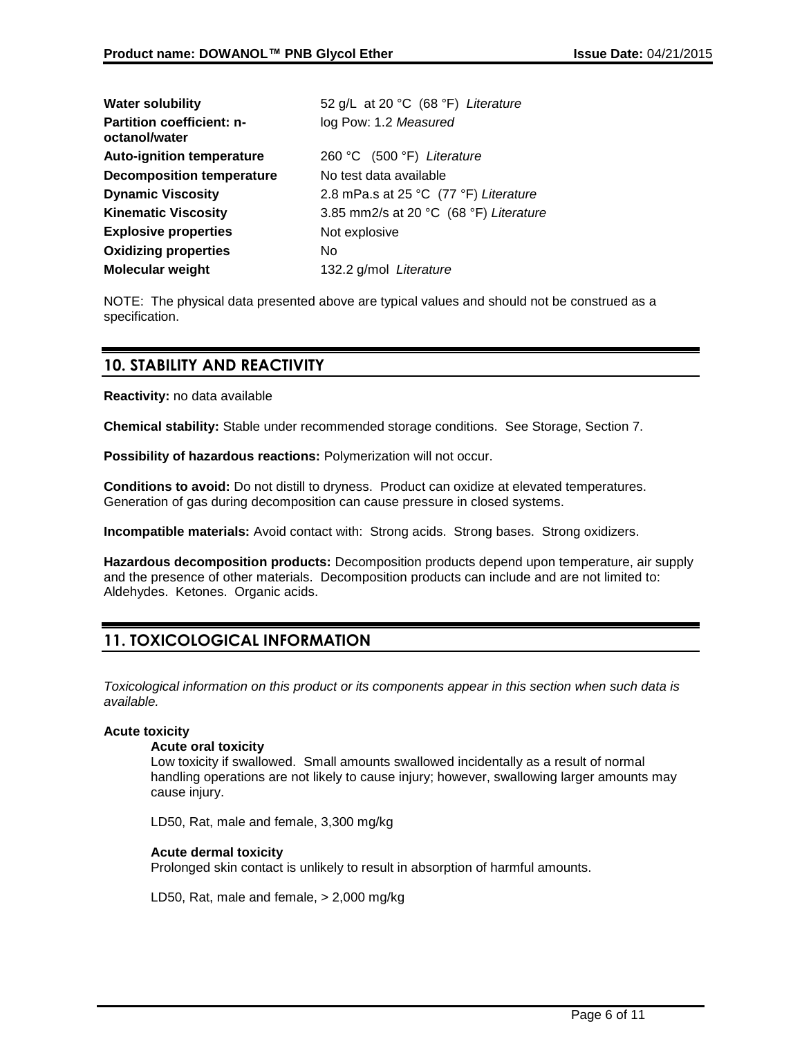| | |
|---|---|
| **Water solubility** | 52 g/L at 20 °C (68 °F) *Literature* |
| **Partition coefficient: n-octanol/water** | log Pow: 1.2 *Measured* |
| **Auto-ignition temperature** | 260 °C (500 °F) *Literature* |
| **Decomposition temperature** | No test data available |
| **Dynamic Viscosity** | 2.8 mPa.s at 25 °C (77 °F) *Literature* |
| **Kinematic Viscosity** | 3.85 mm2/s at 20 °C (68 °F) *Literature* |
| **Explosive properties** | Not explosive |
| **Oxidizing properties** | No |
| **Molecular weight** | 132.2 g/mol *Literature* |

NOTE: The physical data presented above are typical values and should not be construed as a specification.

## 10. STABILITY AND REACTIVITY

**Reactivity:** no data available

**Chemical stability:** Stable under recommended storage conditions. See Storage, Section 7.

**Possibility of hazardous reactions:** Polymerization will not occur.

**Conditions to avoid:** Do not distill to dryness. Product can oxidize at elevated temperatures. Generation of gas during decomposition can cause pressure in closed systems.

**Incompatible materials:** Avoid contact with: Strong acids. Strong bases. Strong oxidizers.

**Hazardous decomposition products:** Decomposition products depend upon temperature, air supply and the presence of other materials. Decomposition products can include and are not limited to: Aldehydes. Ketones. Organic acids.

## 11. TOXICOLOGICAL INFORMATION

*Toxicological information on this product or its components appear in this section when such data is available.*

**Acute toxicity**

**Acute oral toxicity**

Low toxicity if swallowed. Small amounts swallowed incidentally as a result of normal handling operations are not likely to cause injury; however, swallowing larger amounts may cause injury.

LD50, Rat, male and female, 3,300 mg/kg

**Acute dermal toxicity**

Prolonged skin contact is unlikely to result in absorption of harmful amounts.

LD50, Rat, male and female, > 2,000 mg/kg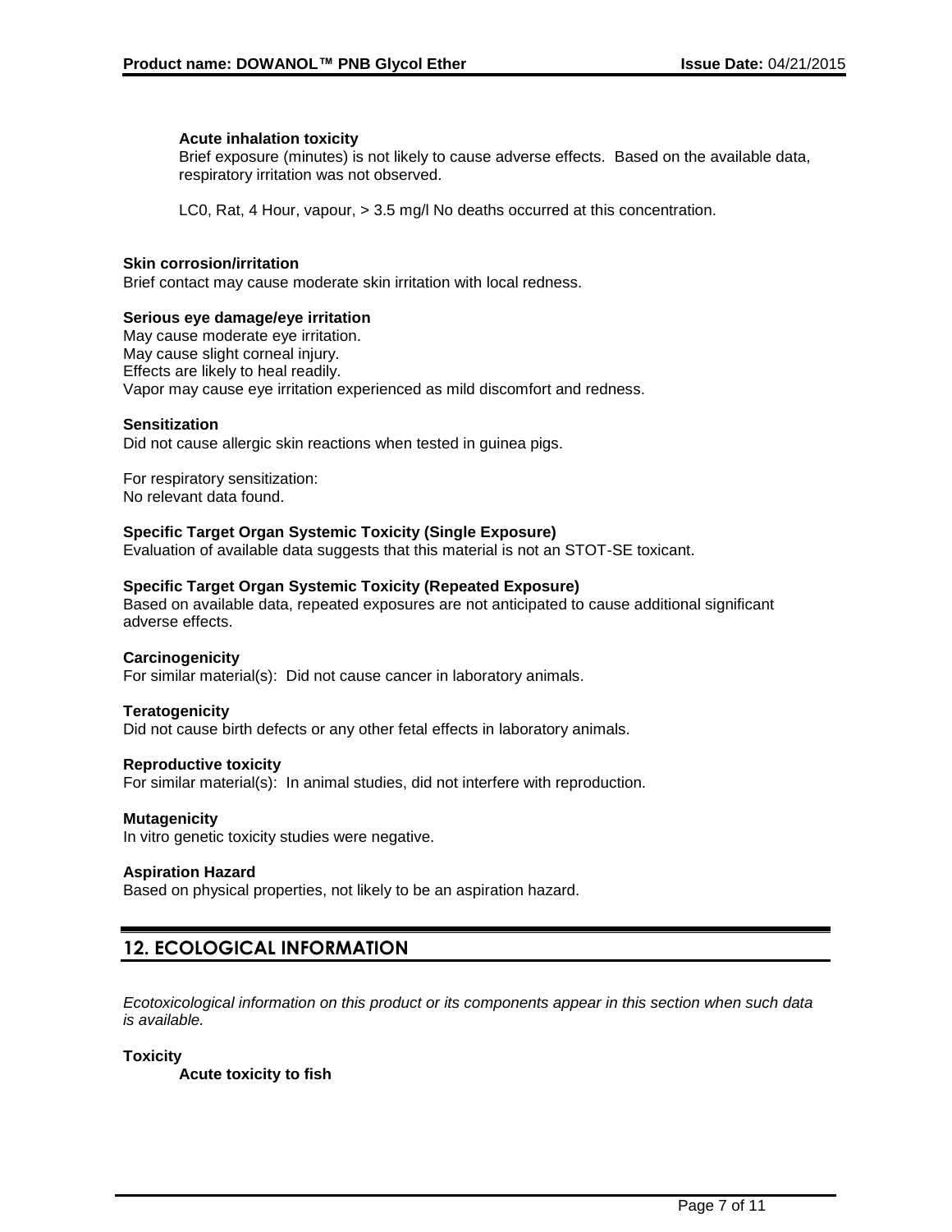**Acute inhalation toxicity**

Brief exposure (minutes) is not likely to cause adverse effects. Based on the available data, respiratory irritation was not observed.

LC0, Rat, 4 Hour, vapour, > 3.5 mg/l No deaths occurred at this concentration.

**Skin corrosion/irritation**

Brief contact may cause moderate skin irritation with local redness.

**Serious eye damage/eye irritation**

May cause moderate eye irritation.
May cause slight corneal injury.
Effects are likely to heal readily.
Vapor may cause eye irritation experienced as mild discomfort and redness.

**Sensitization**

Did not cause allergic skin reactions when tested in guinea pigs.

For respiratory sensitization:
No relevant data found.

**Specific Target Organ Systemic Toxicity (Single Exposure)**

Evaluation of available data suggests that this material is not an STOT-SE toxicant.

**Specific Target Organ Systemic Toxicity (Repeated Exposure)**

Based on available data, repeated exposures are not anticipated to cause additional significant adverse effects.

**Carcinogenicity**

For similar material(s): Did not cause cancer in laboratory animals.

**Teratogenicity**

Did not cause birth defects or any other fetal effects in laboratory animals.

**Reproductive toxicity**

For similar material(s): In animal studies, did not interfere with reproduction.

**Mutagenicity**

In vitro genetic toxicity studies were negative.

**Aspiration Hazard**

Based on physical properties, not likely to be an aspiration hazard.

## 12. ECOLOGICAL INFORMATION

*Ecotoxicological information on this product or its components appear in this section when such data is available.*

**Toxicity**

**Acute toxicity to fish**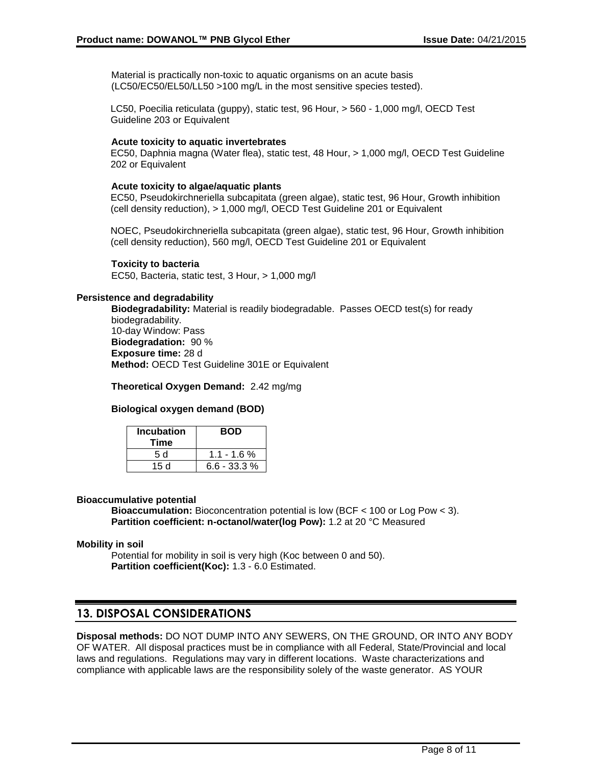Material is practically non-toxic to aquatic organisms on an acute basis (LC50/EC50/EL50/LL50 >100 mg/L in the most sensitive species tested).

LC50, Poecilia reticulata (guppy), static test, 96 Hour, > 560 - 1,000 mg/l, OECD Test Guideline 203 or Equivalent

**Acute toxicity to aquatic invertebrates**
EC50, Daphnia magna (Water flea), static test, 48 Hour, > 1,000 mg/l, OECD Test Guideline 202 or Equivalent

**Acute toxicity to algae/aquatic plants**
EC50, Pseudokirchneriella subcapitata (green algae), static test, 96 Hour, Growth inhibition (cell density reduction), > 1,000 mg/l, OECD Test Guideline 201 or Equivalent

NOEC, Pseudokirchneriella subcapitata (green algae), static test, 96 Hour, Growth inhibition (cell density reduction), 560 mg/l, OECD Test Guideline 201 or Equivalent

**Toxicity to bacteria**
EC50, Bacteria, static test, 3 Hour, > 1,000 mg/l

**Persistence and degradability**

**Biodegradability:** Material is readily biodegradable. Passes OECD test(s) for ready biodegradability.
10-day Window: Pass
**Biodegradation:** 90 %
**Exposure time:** 28 d
**Method:** OECD Test Guideline 301E or Equivalent

**Theoretical Oxygen Demand:** 2.42 mg/mg

**Biological oxygen demand (BOD)**

| Incubation Time | BOD |
|---|---|
| 5 d | 1.1 - 1.6 % |
| 15 d | 6.6 - 33.3 % |

**Bioaccumulative potential**

**Bioaccumulation:** Bioconcentration potential is low (BCF < 100 or Log Pow < 3).
**Partition coefficient: n-octanol/water(log Pow):** 1.2 at 20 °C Measured

**Mobility in soil**

Potential for mobility in soil is very high (Koc between 0 and 50).
**Partition coefficient(Koc):** 1.3 - 6.0 Estimated.

## 13. DISPOSAL CONSIDERATIONS

**Disposal methods:** DO NOT DUMP INTO ANY SEWERS, ON THE GROUND, OR INTO ANY BODY OF WATER. All disposal practices must be in compliance with all Federal, State/Provincial and local laws and regulations. Regulations may vary in different locations. Waste characterizations and compliance with applicable laws are the responsibility solely of the waste generator. AS YOUR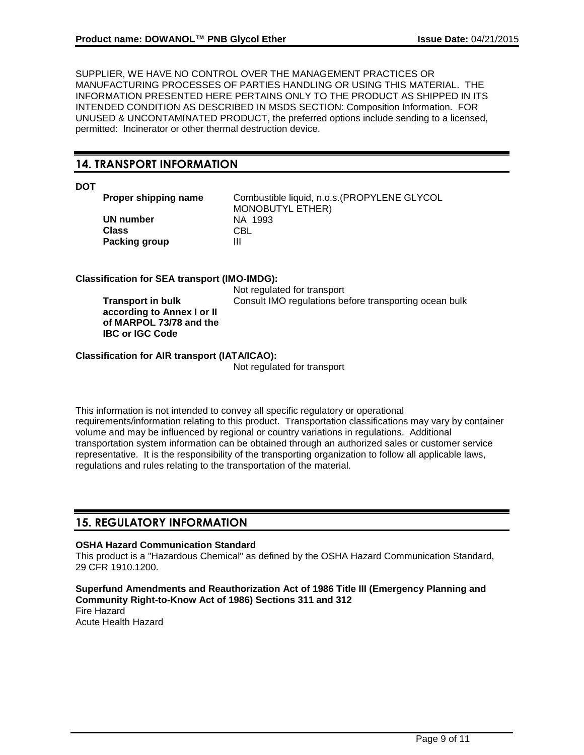SUPPLIER, WE HAVE NO CONTROL OVER THE MANAGEMENT PRACTICES OR MANUFACTURING PROCESSES OF PARTIES HANDLING OR USING THIS MATERIAL. THE INFORMATION PRESENTED HERE PERTAINS ONLY TO THE PRODUCT AS SHIPPED IN ITS INTENDED CONDITION AS DESCRIBED IN MSDS SECTION: Composition Information. FOR UNUSED & UNCONTAMINATED PRODUCT, the preferred options include sending to a licensed, permitted: Incinerator or other thermal destruction device.

## 14. TRANSPORT INFORMATION

**DOT**

| | |
|---|---|
| **Proper shipping name** | Combustible liquid, n.o.s.(PROPYLENE GLYCOL MONOBUTYL ETHER) |
| **UN number** | NA 1993 |
| **Class** | CBL |
| **Packing group** | III |

**Classification for SEA transport (IMO-IMDG):**

Not regulated for transport

| | |
|---|---|
| **Transport in bulk according to Annex I or II of MARPOL 73/78 and the IBC or IGC Code** | Consult IMO regulations before transporting ocean bulk |

**Classification for AIR transport (IATA/ICAO):**

Not regulated for transport

This information is not intended to convey all specific regulatory or operational requirements/information relating to this product. Transportation classifications may vary by container volume and may be influenced by regional or country variations in regulations. Additional transportation system information can be obtained through an authorized sales or customer service representative. It is the responsibility of the transporting organization to follow all applicable laws, regulations and rules relating to the transportation of the material.

## 15. REGULATORY INFORMATION

**OSHA Hazard Communication Standard**

This product is a "Hazardous Chemical" as defined by the OSHA Hazard Communication Standard, 29 CFR 1910.1200.

**Superfund Amendments and Reauthorization Act of 1986 Title III (Emergency Planning and Community Right-to-Know Act of 1986) Sections 311 and 312**

Fire Hazard
Acute Health Hazard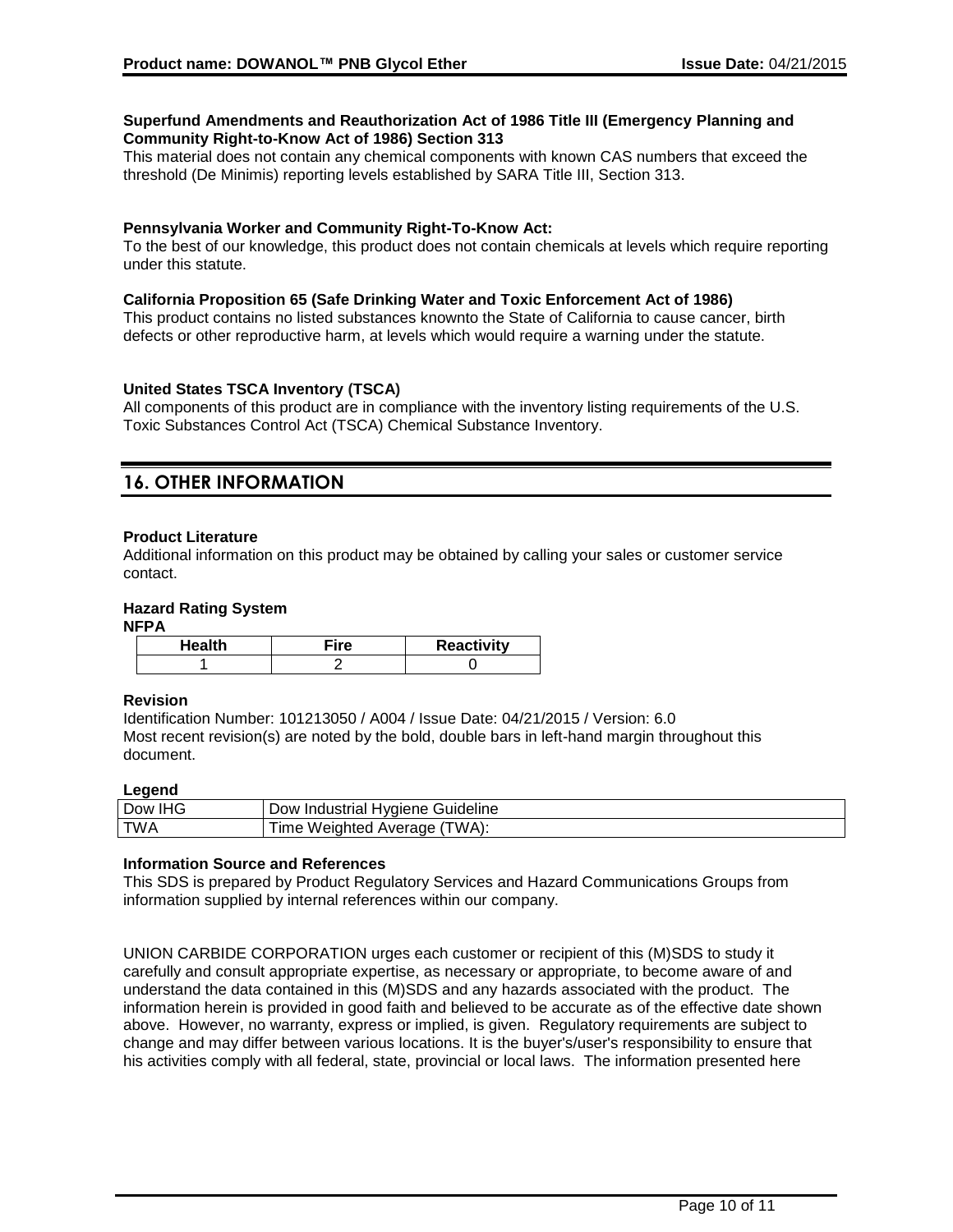**Superfund Amendments and Reauthorization Act of 1986 Title III (Emergency Planning and Community Right-to-Know Act of 1986) Section 313**

This material does not contain any chemical components with known CAS numbers that exceed the threshold (De Minimis) reporting levels established by SARA Title III, Section 313.

**Pennsylvania Worker and Community Right-To-Know Act:**

To the best of our knowledge, this product does not contain chemicals at levels which require reporting under this statute.

**California Proposition 65 (Safe Drinking Water and Toxic Enforcement Act of 1986)**

This product contains no listed substances knownto the State of California to cause cancer, birth defects or other reproductive harm, at levels which would require a warning under the statute.

**United States TSCA Inventory (TSCA)**

All components of this product are in compliance with the inventory listing requirements of the U.S. Toxic Substances Control Act (TSCA) Chemical Substance Inventory.

## 16. OTHER INFORMATION

**Product Literature**

Additional information on this product may be obtained by calling your sales or customer service contact.

**Hazard Rating System**

**NFPA**

| Health | Fire | Reactivity |
|---|---|---|
| 1 | 2 | 0 |

**Revision**

Identification Number: 101213050 / A004 / Issue Date: 04/21/2015 / Version: 6.0

Most recent revision(s) are noted by the bold, double bars in left-hand margin throughout this document.

**Legend**

| | |
|---|---|
| Dow IHG | Dow Industrial Hygiene Guideline |
| TWA | Time Weighted Average (TWA): |

**Information Source and References**

This SDS is prepared by Product Regulatory Services and Hazard Communications Groups from information supplied by internal references within our company.

UNION CARBIDE CORPORATION urges each customer or recipient of this (M)SDS to study it carefully and consult appropriate expertise, as necessary or appropriate, to become aware of and understand the data contained in this (M)SDS and any hazards associated with the product. The information herein is provided in good faith and believed to be accurate as of the effective date shown above. However, no warranty, express or implied, is given. Regulatory requirements are subject to change and may differ between various locations. It is the buyer's/user's responsibility to ensure that his activities comply with all federal, state, provincial or local laws. The information presented here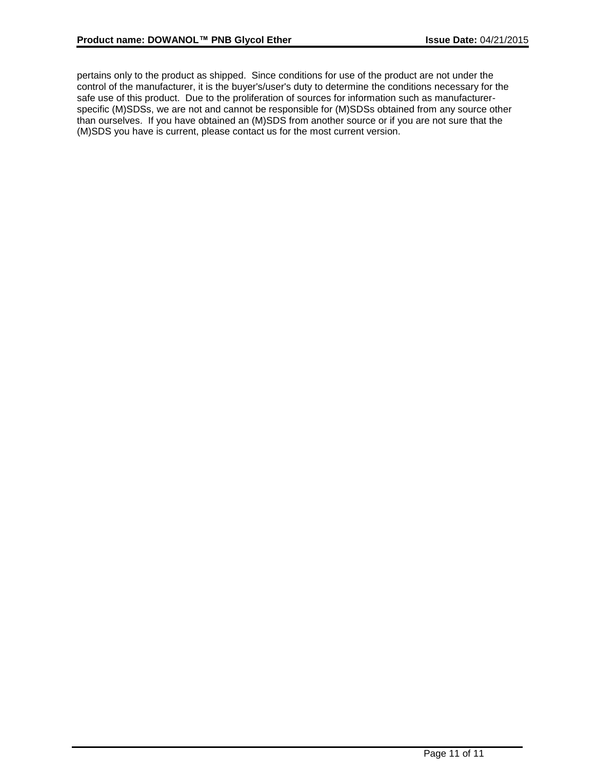pertains only to the product as shipped. Since conditions for use of the product are not under the control of the manufacturer, it is the buyer's/user's duty to determine the conditions necessary for the safe use of this product. Due to the proliferation of sources for information such as manufacturer-specific (M)SDSs, we are not and cannot be responsible for (M)SDSs obtained from any source other than ourselves. If you have obtained an (M)SDS from another source or if you are not sure that the (M)SDS you have is current, please contact us for the most current version.